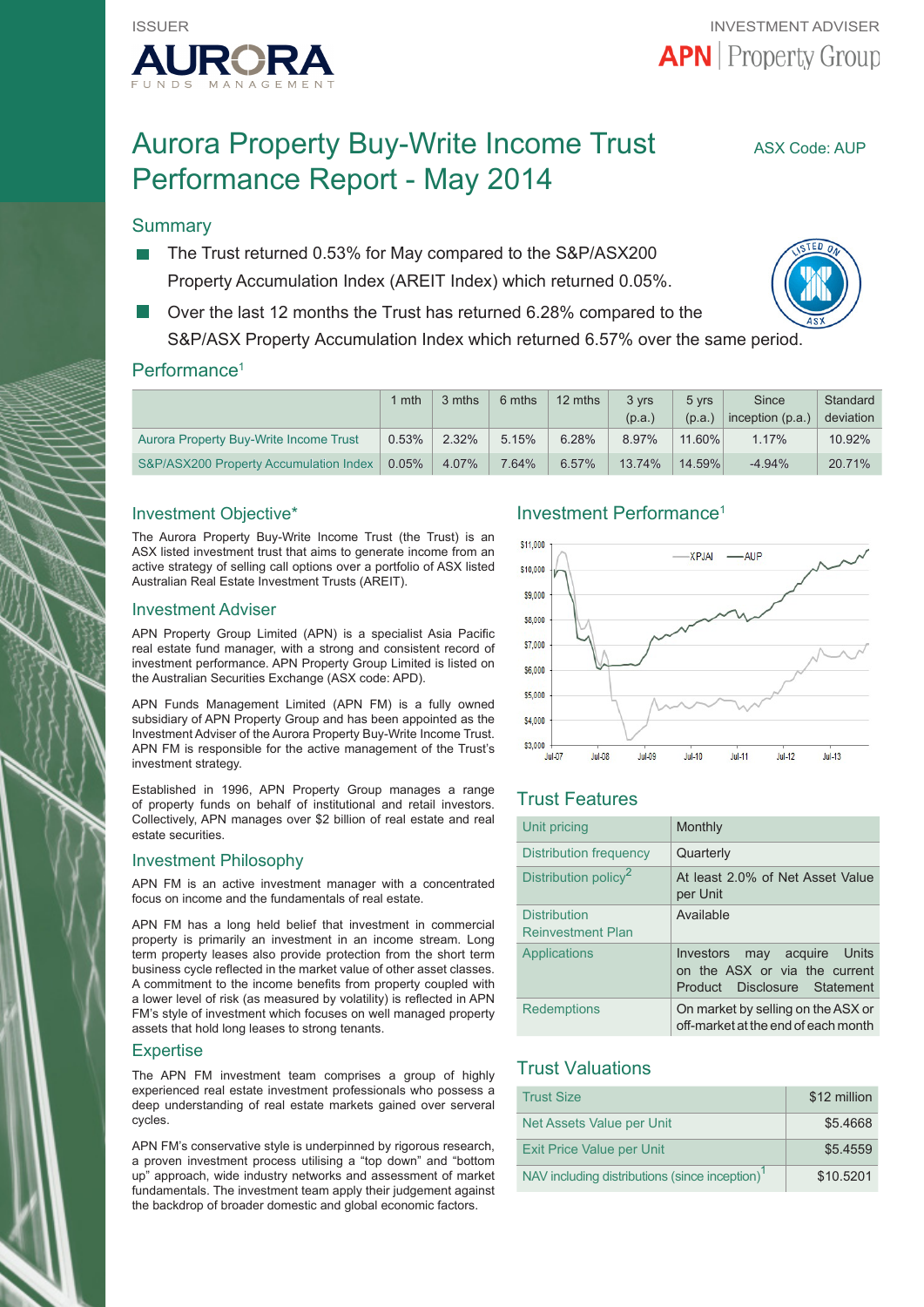ISSUER

AURORA FUNDS MANAGEMENT

INVESTMENT ADVISER

APN | Property Group

# Aurora Property Buy-Write Income Trust Performance Report - May 2014

ASX Code: AUP

## Summary

- The Trust returned 0.53% for May compared to the S&P/ASX200 Property Accumulation Index (AREIT Index) which returned 0.05%.
- Over the last 12 months the Trust has returned 6.28% compared to the S&P/ASX Property Accumulation Index which returned 6.57% over the same period.

## Performance[1]

| | 1 mth | 3 mths | 6 mths | 12 mths | 3 yrs (p.a.) | 5 yrs (p.a.) | Since inception (p.a.) | Standard deviation |
|---|---|---|---|---|---|---|---|---|
| Aurora Property Buy-Write Income Trust | 0.53% | 2.32% | 5.15% | 6.28% | 8.97% | 11.60% | 1.17% | 10.92% |
| S&P/ASX200 Property Accumulation Index | 0.05% | 4.07% | 7.64% | 6.57% | 13.74% | 14.59% | -4.94% | 20.71% |

## Investment Objective*

The Aurora Property Buy-Write Income Trust (the Trust) is an ASX listed investment trust that aims to generate income from an active strategy of selling call options over a portfolio of ASX listed Australian Real Estate Investment Trusts (AREIT).

## Investment Adviser

APN Property Group Limited (APN) is a specialist Asia Pacific real estate fund manager, with a strong and consistent record of investment performance. APN Property Group Limited is listed on the Australian Securities Exchange (ASX code: APD).

APN Funds Management Limited (APN FM) is a fully owned subsidiary of APN Property Group and has been appointed as the Investment Adviser of the Aurora Property Buy-Write Income Trust. APN FM is responsible for the active management of the Trust's investment strategy.

Established in 1996, APN Property Group manages a range of property funds on behalf of institutional and retail investors. Collectively, APN manages over $2 billion of real estate and real estate securities.

## Investment Philosophy

APN FM is an active investment manager with a concentrated focus on income and the fundamentals of real estate.

APN FM has a long held belief that investment in commercial property is primarily an investment in an income stream. Long term property leases also provide protection from the short term business cycle reflected in the market value of other asset classes. A commitment to the income benefits from property coupled with a lower level of risk (as measured by volatility) is reflected in APN FM's style of investment which focuses on well managed property assets that hold long leases to strong tenants.

## Expertise

The APN FM investment team comprises a group of highly experienced real estate investment professionals who possess a deep understanding of real estate markets gained over serveral cycles.

APN FM's conservative style is underpinned by rigorous research, a proven investment process utilising a "top down" and "bottom up" approach, wide industry networks and assessment of market fundamentals. The investment team apply their judgement against the backdrop of broader domestic and global economic factors.

## Investment Performance[1]

## Trust Features

| | |
|---|---|
| Unit pricing | Monthly |
| Distribution frequency | Quarterly |
| Distribution policy[2] | At least 2.0% of Net Asset Value per Unit |
| Distribution Reinvestment Plan | Available |
| Applications | Investors may acquire Units on the ASX or via the current Product Disclosure Statement |
| Redemptions | On market by selling on the ASX or off-market at the end of each month |

## Trust Valuations

| | |
|---|---|
| Trust Size | $12 million |
| Net Assets Value per Unit | $5.4668 |
| Exit Price Value per Unit | $5.4559 |
| NAV including distributions (since inception)[1] | $10.5201 |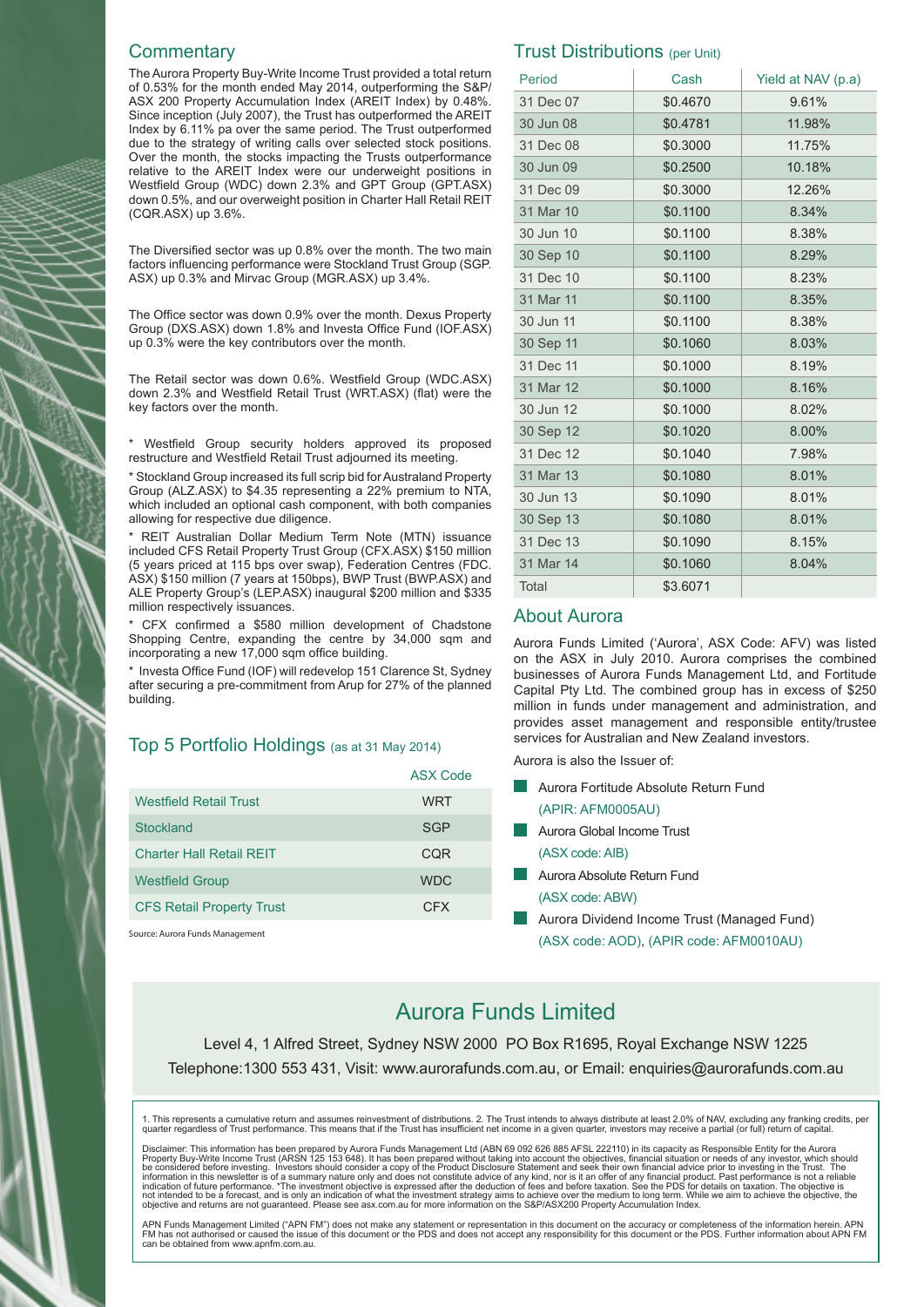## Commentary

The Aurora Property Buy-Write Income Trust provided a total return of 0.53% for the month ended May 2014, outperforming the S&P/ASX 200 Property Accumulation Index (AREIT Index) by 0.48%. Since inception (July 2007), the Trust has outperformed the AREIT Index by 6.11% pa over the same period. The Trust outperformed due to the strategy of writing calls over selected stock positions. Over the month, the stocks impacting the Trusts outperformance relative to the AREIT Index were our underweight positions in Westfield Group (WDC) down 2.3% and GPT Group (GPT.ASX) down 0.5%, and our overweight position in Charter Hall Retail REIT (CQR.ASX) up 3.6%.

The Diversified sector was up 0.8% over the month. The two main factors influencing performance were Stockland Trust Group (SGP.ASX) up 0.3% and Mirvac Group (MGR.ASX) up 3.4%.

The Office sector was down 0.9% over the month. Dexus Property Group (DXS.ASX) down 1.8% and Investa Office Fund (IOF.ASX) up 0.3% were the key contributors over the month.

The Retail sector was down 0.6%. Westfield Group (WDC.ASX) down 2.3% and Westfield Retail Trust (WRT.ASX) (flat) were the key factors over the month.

* Westfield Group security holders approved its proposed restructure and Westfield Retail Trust adjourned its meeting.

* Stockland Group increased its full scrip bid for Australand Property Group (ALZ.ASX) to $4.35 representing a 22% premium to NTA, which included an optional cash component, with both companies allowing for respective due diligence.

* REIT Australian Dollar Medium Term Note (MTN) issuance included CFS Retail Property Trust Group (CFX.ASX) $150 million (5 years priced at 115 bps over swap), Federation Centres (FDC.ASX) $150 million (7 years at 150bps), BWP Trust (BWP.ASX) and ALE Property Group's (LEP.ASX) inaugural $200 million and $335 million respectively issuances.

* CFX confirmed a $580 million development of Chadstone Shopping Centre, expanding the centre by 34,000 sqm and incorporating a new 17,000 sqm office building.

* Investa Office Fund (IOF) will redevelop 151 Clarence St, Sydney after securing a pre-commitment from Arup for 27% of the planned building.

## Top 5 Portfolio Holdings (as at 31 May 2014)

| | ASX Code |
|---|---|
| Westfield Retail Trust | WRT |
| Stockland | SGP |
| Charter Hall Retail REIT | CQR |
| Westfield Group | WDC |
| CFS Retail Property Trust | CFX |

Source: Aurora Funds Management

## Trust Distributions (per Unit)

| Period | Cash | Yield at NAV (p.a) |
|---|---|---|
| 31 Dec 07 | $0.4670 | 9.61% |
| 30 Jun 08 | $0.4781 | 11.98% |
| 31 Dec 08 | $0.3000 | 11.75% |
| 30 Jun 09 | $0.2500 | 10.18% |
| 31 Dec 09 | $0.3000 | 12.26% |
| 31 Mar 10 | $0.1100 | 8.34% |
| 30 Jun 10 | $0.1100 | 8.38% |
| 30 Sep 10 | $0.1100 | 8.29% |
| 31 Dec 10 | $0.1100 | 8.23% |
| 31 Mar 11 | $0.1100 | 8.35% |
| 30 Jun 11 | $0.1100 | 8.38% |
| 30 Sep 11 | $0.1060 | 8.03% |
| 31 Dec 11 | $0.1000 | 8.19% |
| 31 Mar 12 | $0.1000 | 8.16% |
| 30 Jun 12 | $0.1000 | 8.02% |
| 30 Sep 12 | $0.1020 | 8.00% |
| 31 Dec 12 | $0.1040 | 7.98% |
| 31 Mar 13 | $0.1080 | 8.01% |
| 30 Jun 13 | $0.1090 | 8.01% |
| 30 Sep 13 | $0.1080 | 8.01% |
| 31 Dec 13 | $0.1090 | 8.15% |
| 31 Mar 14 | $0.1060 | 8.04% |
| Total | $3.6071 | |

## About Aurora

Aurora Funds Limited ('Aurora', ASX Code: AFV) was listed on the ASX in July 2010. Aurora comprises the combined businesses of Aurora Funds Management Ltd, and Fortitude Capital Pty Ltd. The combined group has in excess of $250 million in funds under management and administration, and provides asset management and responsible entity/trustee services for Australian and New Zealand investors.

Aurora is also the Issuer of:

- Aurora Fortitude Absolute Return Fund (APIR: AFM0005AU)
- Aurora Global Income Trust (ASX code: AIB)
- Aurora Absolute Return Fund (ASX code: ABW)
- Aurora Dividend Income Trust (Managed Fund) (ASX code: AOD), (APIR code: AFM0010AU)

## Aurora Funds Limited

Level 4, 1 Alfred Street, Sydney NSW 2000 PO Box R1695, Royal Exchange NSW 1225

Telephone:1300 553 431, Visit: www.aurorafunds.com.au, or Email: enquiries@aurorafunds.com.au

1. This represents a cumulative return and assumes reinvestment of distributions. 2. The Trust intends to always distribute at least 2.0% of NAV, excluding any franking credits, per quarter regardless of Trust performance. This means that if the Trust has insufficient net income in a given quarter, investors may receive a partial (or full) return of capital.

Disclaimer: This information has been prepared by Aurora Funds Management Ltd (ABN 69 092 626 885 AFSL 222110) in its capacity as Responsible Entity for the Aurora Property Buy-Write Income Trust (ARSN 125 153 648). It has been prepared without taking into account the objectives, financial situation or needs of any investor, which should be considered before investing. Investors should consider a copy of the Product Disclosure Statement and seek their own financial advice prior to investing in the Trust. The information in this newsletter is of a summary nature only and does not constitute advice of any kind, nor is it an offer of any financial product. Past performance is not a reliable indication of future performance. *The investment objective is expressed after the deduction of fees and before taxation. See the PDS for details on taxation. The objective is not intended to be a forecast, and is only an indication of what the investment strategy aims to achieve over the medium to long term. While we aim to achieve the objective, the objective and returns are not guaranteed. Please see asx.com.au for more information on the S&P/ASX200 Property Accumulation Index.

APN Funds Management Limited ("APN FM") does not make any statement or representation in this document on the accuracy or completeness of the information herein. APN FM has not authorised or caused the issue of this document or the PDS and does not accept any responsibility for this document or the PDS. Further information about APN FM can be obtained from www.apnfm.com.au.